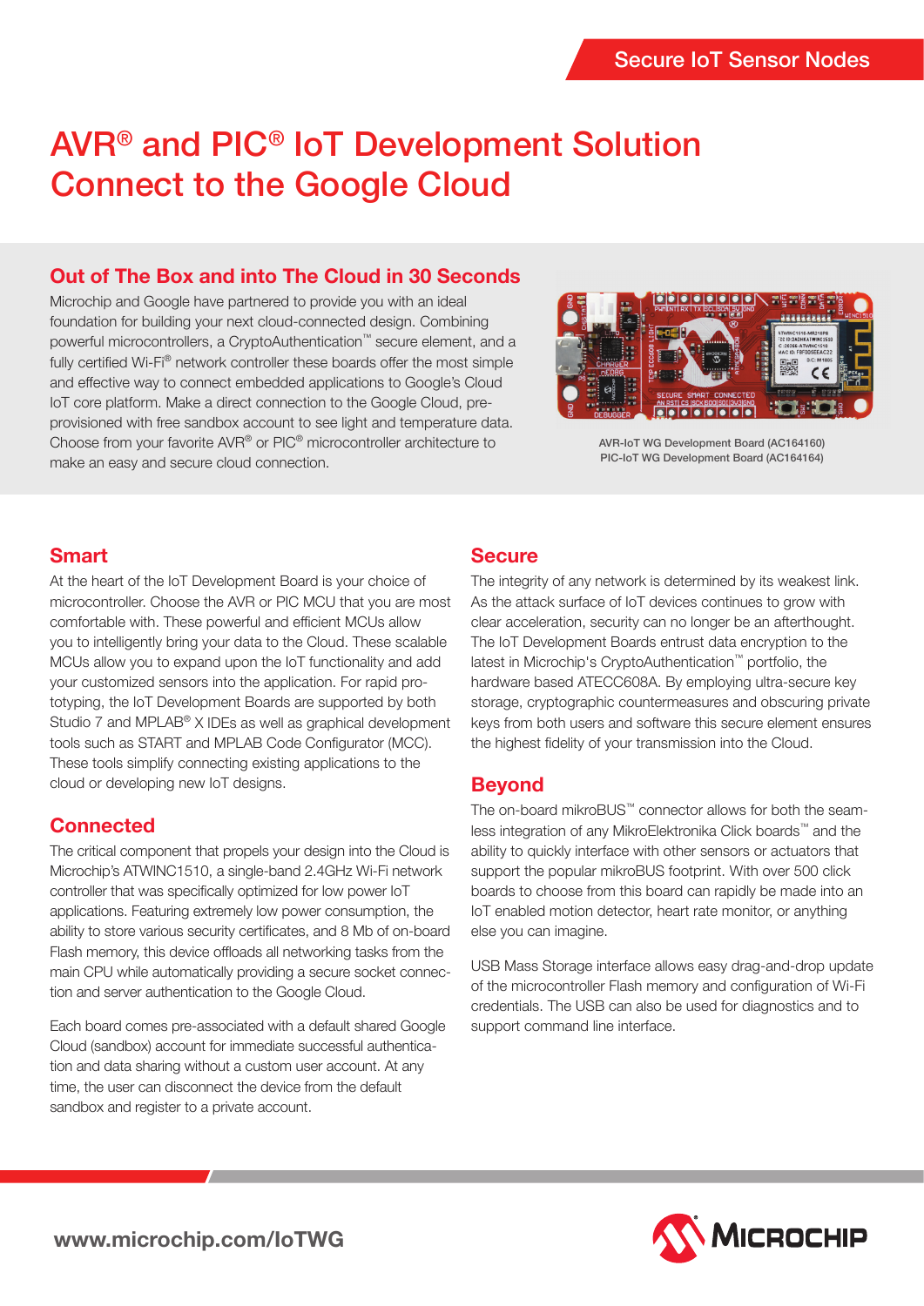Secure IoT Sensor Nodes

# AVR® and PIC® IoT Development Solution Connect to the Google Cloud

## Out of The Box and into The Cloud in 30 Seconds

Microchip and Google have partnered to provide you with an ideal foundation for building your next cloud-connected design. Combining powerful microcontrollers, a CryptoAuthentication™ secure element, and a fully certified Wi-Fi® network controller these boards offer the most simple and effective way to connect embedded applications to Google's Cloud IoT core platform. Make a direct connection to the Google Cloud, pre-provisioned with free sandbox account to see light and temperature data. Choose from your favorite AVR® or PIC® microcontroller architecture to make an easy and secure cloud connection.

AVR-IoT WG Development Board (AC164160)
PIC-IoT WG Development Board (AC164164)

## Smart

At the heart of the IoT Development Board is your choice of microcontroller. Choose the AVR or PIC MCU that you are most comfortable with. These powerful and efficient MCUs allow you to intelligently bring your data to the Cloud. These scalable MCUs allow you to expand upon the IoT functionality and add your customized sensors into the application. For rapid prototyping, the IoT Development Boards are supported by both Studio 7 and MPLAB® X IDEs as well as graphical development tools such as START and MPLAB Code Configurator (MCC). These tools simplify connecting existing applications to the cloud or developing new IoT designs.

## Connected

The critical component that propels your design into the Cloud is Microchip's ATWINC1510, a single-band 2.4GHz Wi-Fi network controller that was specifically optimized for low power IoT applications. Featuring extremely low power consumption, the ability to store various security certificates, and 8 Mb of on-board Flash memory, this device offloads all networking tasks from the main CPU while automatically providing a secure socket connection and server authentication to the Google Cloud.

Each board comes pre-associated with a default shared Google Cloud (sandbox) account for immediate successful authentication and data sharing without a custom user account. At any time, the user can disconnect the device from the default sandbox and register to a private account.

## Secure

The integrity of any network is determined by its weakest link. As the attack surface of IoT devices continues to grow with clear acceleration, security can no longer be an afterthought. The IoT Development Boards entrust data encryption to the latest in Microchip's CryptoAuthentication™ portfolio, the hardware based ATECC608A. By employing ultra-secure key storage, cryptographic countermeasures and obscuring private keys from both users and software this secure element ensures the highest fidelity of your transmission into the Cloud.

## Beyond

The on-board mikroBUS™ connector allows for both the seamless integration of any MikroElektronika Click boards™ and the ability to quickly interface with other sensors or actuators that support the popular mikroBUS footprint. With over 500 click boards to choose from this board can rapidly be made into an IoT enabled motion detector, heart rate monitor, or anything else you can imagine.

USB Mass Storage interface allows easy drag-and-drop update of the microcontroller Flash memory and configuration of Wi-Fi credentials. The USB can also be used for diagnostics and to support command line interface.

www.microchip.com/IoTWG

MICROCHIP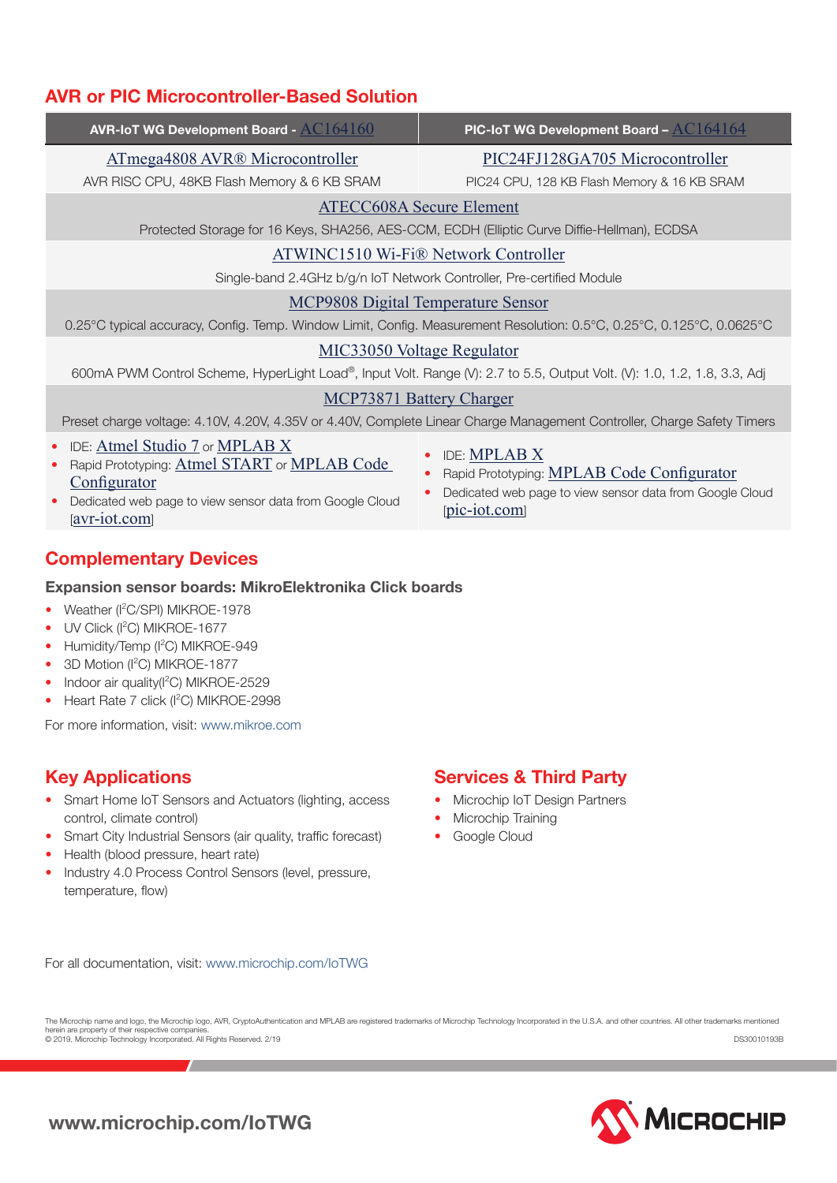## AVR or PIC Microcontroller-Based Solution

| AVR-IoT WG Development Board - AC164160 | PIC-IoT WG Development Board – AC164164 |
|---|---|
| ATmega4808 AVR® Microcontroller<br>AVR RISC CPU, 48KB Flash Memory & 6 KB SRAM | PIC24FJ128GA705 Microcontroller<br>PIC24 CPU, 128 KB Flash Memory & 16 KB SRAM |
| ATECC608A Secure Element<br>Protected Storage for 16 Keys, SHA256, AES-CCM, ECDH (Elliptic Curve Diffie-Hellman), ECDSA | |
| ATWINC1510 Wi-Fi® Network Controller<br>Single-band 2.4GHz b/g/n IoT Network Controller, Pre-certified Module | |
| MCP9808 Digital Temperature Sensor<br>0.25°C typical accuracy, Config. Temp. Window Limit, Config. Measurement Resolution: 0.5°C, 0.25°C, 0.125°C, 0.0625°C | |
| MIC33050 Voltage Regulator<br>600mA PWM Control Scheme, HyperLight Load®, Input Volt. Range (V): 2.7 to 5.5, Output Volt. (V): 1.0, 1.2, 1.8, 3.3, Adj | |
| MCP73871 Battery Charger<br>Preset charge voltage: 4.10V, 4.20V, 4.35V or 4.40V, Complete Linear Charge Management Controller, Charge Safety Timers | |
| • IDE: Atmel Studio 7 or MPLAB X<br>• Rapid Prototyping: Atmel START or MPLAB Code Configurator<br>• Dedicated web page to view sensor data from Google Cloud [avr-iot.com] | • IDE: MPLAB X<br>• Rapid Prototyping: MPLAB Code Configurator<br>• Dedicated web page to view sensor data from Google Cloud [pic-iot.com] |

## Complementary Devices

### Expansion sensor boards: MikroElektronika Click boards

- Weather (I²C/SPI) MIKROE-1978
- UV Click (I²C) MIKROE-1677
- Humidity/Temp (I²C) MIKROE-949
- 3D Motion (I²C) MIKROE-1877
- Indoor air quality(I²C) MIKROE-2529
- Heart Rate 7 click (I²C) MIKROE-2998

For more information, visit: www.mikroe.com

## Key Applications

- Smart Home IoT Sensors and Actuators (lighting, access control, climate control)
- Smart City Industrial Sensors (air quality, traffic forecast)
- Health (blood pressure, heart rate)
- Industry 4.0 Process Control Sensors (level, pressure, temperature, flow)

## Services & Third Party

- Microchip IoT Design Partners
- Microchip Training
- Google Cloud

For all documentation, visit: www.microchip.com/IoTWG

The Microchip name and logo, the Microchip logo, AVR, CryptoAuthentication and MPLAB are registered trademarks of Microchip Technology Incorporated in the U.S.A. and other countries. All other trademarks mentioned herein are property of their respective companies.
© 2019, Microchip Technology Incorporated. All Rights Reserved. 2/19

DS30010193B

www.microchip.com/IoTWG

MICROCHIP